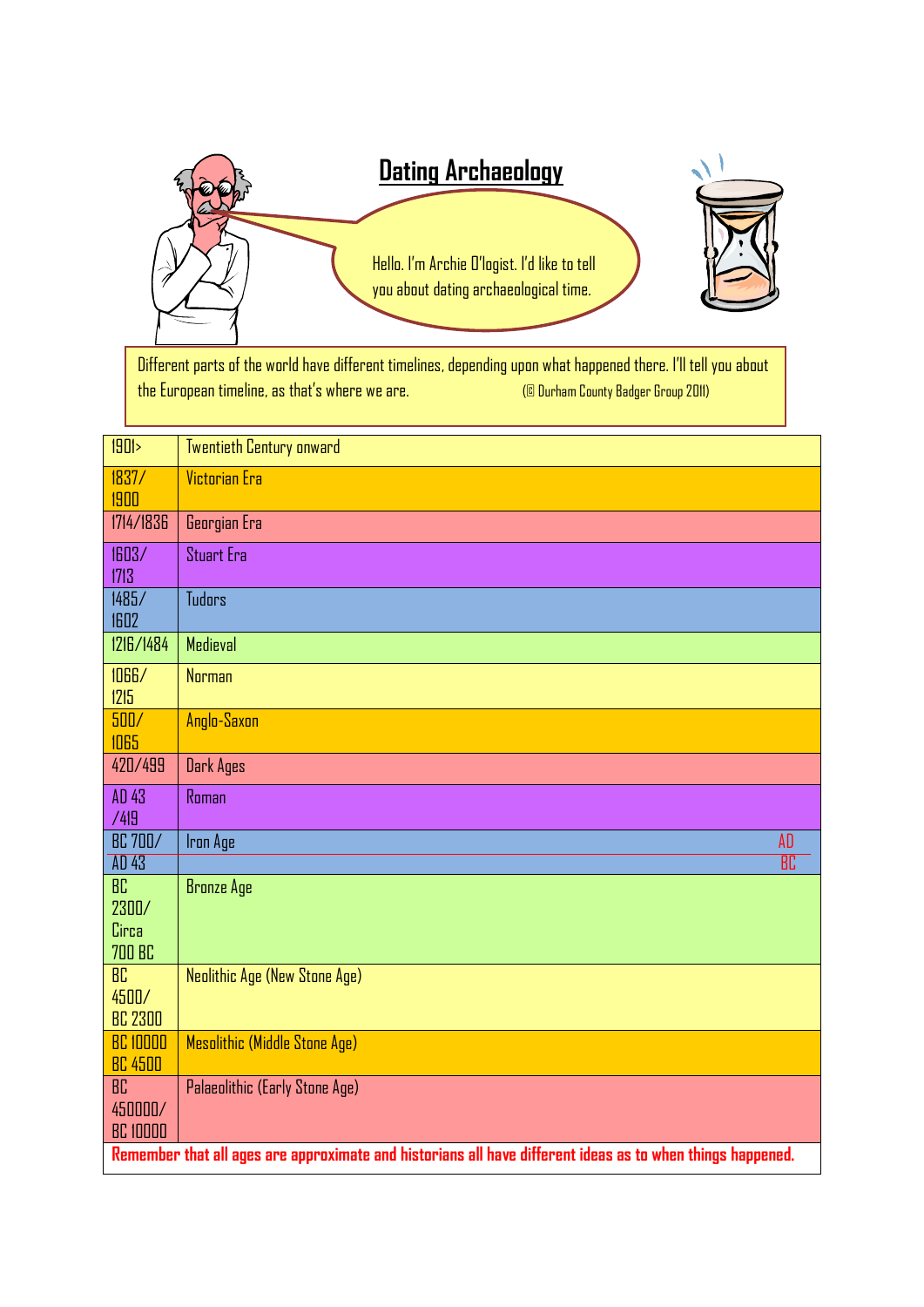# Dating Archaeology

Hello. I'm Archie O'logist. I'd like to tell you about dating archaeological time.

Different parts of the world have different timelines, depending upon what happened there. I'll tell you about the European timeline, as that's where we are. (© Durham County Badger Group 2011)

| Date | Period |
|---|---|
| 1901> | Twentieth Century onward |
| 1837/ 1900 | Victorian Era |
| 1714/1836 | Georgian Era |
| 1603/ 1713 | Stuart Era |
| 1485/ 1602 | Tudors |
| 1216/1484 | Medieval |
| 1066/ 1215 | Norman |
| 500/ 1065 | Anglo-Saxon |
| 420/499 | Dark Ages |
| AD 43 /419 | Roman |
| BC 700/ AD 43 | Iron Age — AD / BC |
| BC 2300/ Circa 700 BC | Bronze Age |
| BC 4500/ BC 2300 | Neolithic Age (New Stone Age) |
| BC 10000 BC 4500 | Mesolithic (Middle Stone Age) |
| BC 450000/ BC 10000 | Palaeolithic (Early Stone Age) |

**Remember that all ages are approximate and historians all have different ideas as to when things happened.**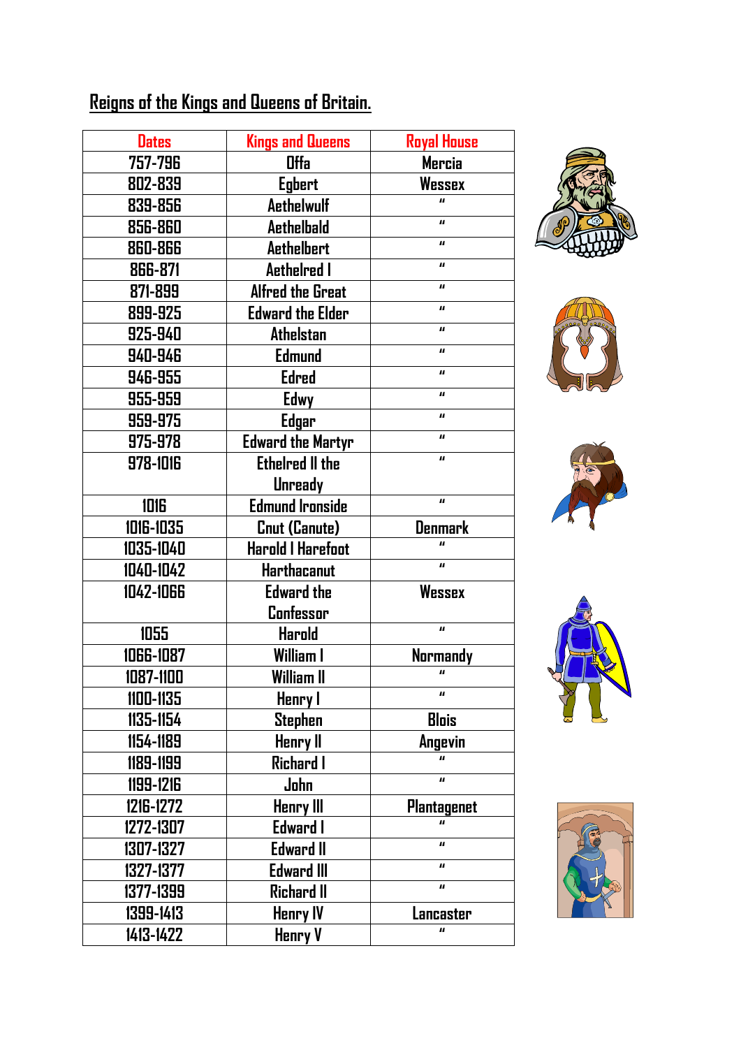## Reigns of the Kings and Queens of Britain.

| Dates | Kings and Queens | Royal House |
|---|---|---|
| 757-796 | Offa | Mercia |
| 802-839 | Egbert | Wessex |
| 839-856 | Aethelwulf | " |
| 856-860 | Aethelbald | " |
| 860-866 | Aethelbert | " |
| 866-871 | Aethelred I | " |
| 871-899 | Alfred the Great | " |
| 899-925 | Edward the Elder | " |
| 925-940 | Athelstan | " |
| 940-946 | Edmund | " |
| 946-955 | Edred | " |
| 955-959 | Edwy | " |
| 959-975 | Edgar | " |
| 975-978 | Edward the Martyr | " |
| 978-1016 | Ethelred II the Unready | " |
| 1016 | Edmund Ironside | " |
| 1016-1035 | Cnut (Canute) | Denmark |
| 1035-1040 | Harold I Harefoot | " |
| 1040-1042 | Harthacanut | " |
| 1042-1066 | Edward the Confessor | Wessex |
| 1055 | Harold | " |
| 1066-1087 | William I | Normandy |
| 1087-1100 | William II | " |
| 1100-1135 | Henry I | " |
| 1135-1154 | Stephen | Blois |
| 1154-1189 | Henry II | Angevin |
| 1189-1199 | Richard I | " |
| 1199-1216 | John | " |
| 1216-1272 | Henry III | Plantagenet |
| 1272-1307 | Edward I | " |
| 1307-1327 | Edward II | " |
| 1327-1377 | Edward III | " |
| 1377-1399 | Richard II | " |
| 1399-1413 | Henry IV | Lancaster |
| 1413-1422 | Henry V | " |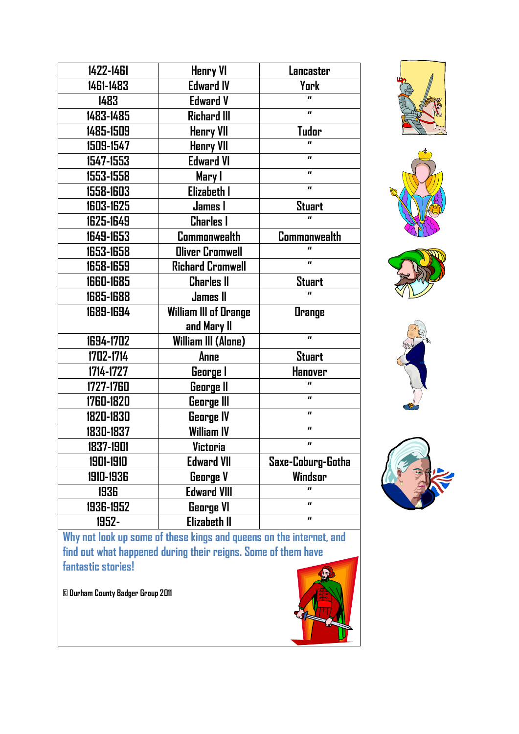| | | |
|---|---|---|
| 1422-1461 | Henry VI | Lancaster |
| 1461-1483 | Edward IV | York |
| 1483 | Edward V | " |
| 1483-1485 | Richard III | " |
| 1485-1509 | Henry VII | Tudor |
| 1509-1547 | Henry VII | " |
| 1547-1553 | Edward VI | " |
| 1553-1558 | Mary I | " |
| 1558-1603 | Elizabeth I | " |
| 1603-1625 | James I | Stuart |
| 1625-1649 | Charles I | " |
| 1649-1653 | Commonwealth | Commonwealth |
| 1653-1658 | Oliver Cromwell | " |
| 1658-1659 | Richard Cromwell | " |
| 1660-1685 | Charles II | Stuart |
| 1685-1688 | James II | " |
| 1689-1694 | William III of Orange and Mary II | Orange |
| 1694-1702 | William III (Alone) | " |
| 1702-1714 | Anne | Stuart |
| 1714-1727 | George I | Hanover |
| 1727-1760 | George II | " |
| 1760-1820 | George III | " |
| 1820-1830 | George IV | " |
| 1830-1837 | William IV | " |
| 1837-1901 | Victoria | " |
| 1901-1910 | Edward VII | Saxe-Coburg-Gotha |
| 1910-1936 | George V | Windsor |
| 1936 | Edward VIII | " |
| 1936-1952 | George VI | " |
| 1952- | Elizabeth II | " |

Why not look up some of these kings and queens on the internet, and find out what happened during their reigns. Some of them have fantastic stories!

© Durham County Badger Group 2011